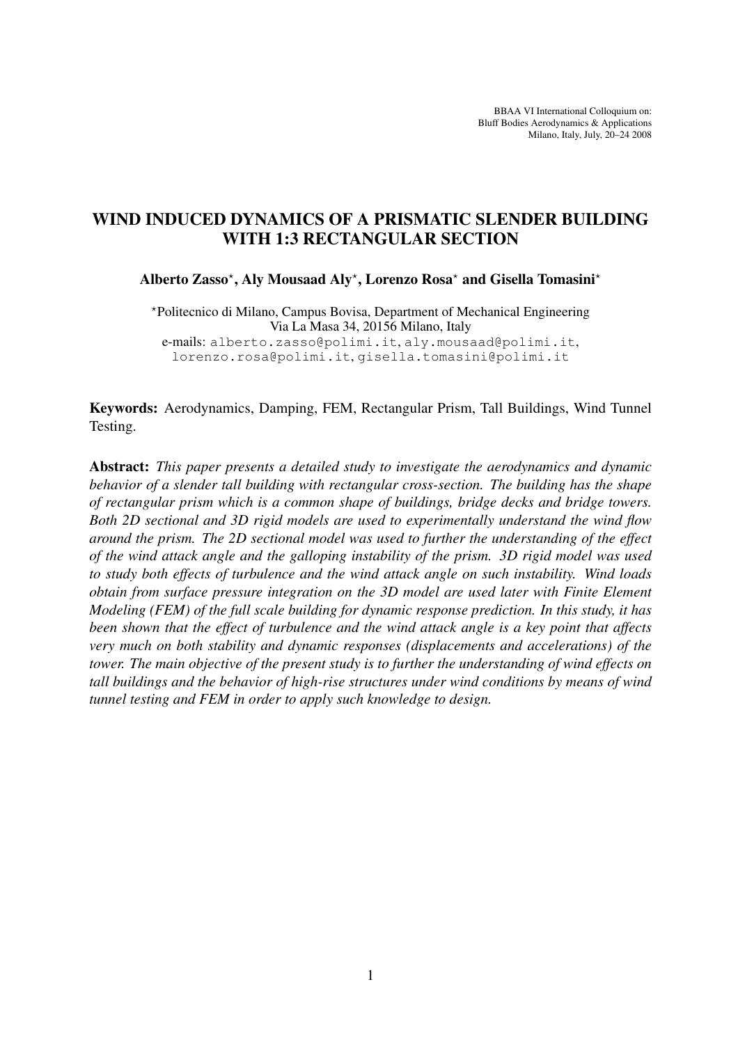BBAA VI International Colloquium on:
Bluff Bodies Aerodynamics & Applications
Milano, Italy, July, 20–24 2008

# WIND INDUCED DYNAMICS OF A PRISMATIC SLENDER BUILDING WITH 1:3 RECTANGULAR SECTION

**Alberto Zasso*, Aly Mousaad Aly*, Lorenzo Rosa* and Gisella Tomasini***

*Politecnico di Milano, Campus Bovisa, Department of Mechanical Engineering
Via La Masa 34, 20156 Milano, Italy
e-mails: alberto.zasso@polimi.it, aly.mousaad@polimi.it, lorenzo.rosa@polimi.it, gisella.tomasini@polimi.it

**Keywords:** Aerodynamics, Damping, FEM, Rectangular Prism, Tall Buildings, Wind Tunnel Testing.

**Abstract:** *This paper presents a detailed study to investigate the aerodynamics and dynamic behavior of a slender tall building with rectangular cross-section. The building has the shape of rectangular prism which is a common shape of buildings, bridge decks and bridge towers. Both 2D sectional and 3D rigid models are used to experimentally understand the wind flow around the prism. The 2D sectional model was used to further the understanding of the effect of the wind attack angle and the galloping instability of the prism. 3D rigid model was used to study both effects of turbulence and the wind attack angle on such instability. Wind loads obtain from surface pressure integration on the 3D model are used later with Finite Element Modeling (FEM) of the full scale building for dynamic response prediction. In this study, it has been shown that the effect of turbulence and the wind attack angle is a key point that affects very much on both stability and dynamic responses (displacements and accelerations) of the tower. The main objective of the present study is to further the understanding of wind effects on tall buildings and the behavior of high-rise structures under wind conditions by means of wind tunnel testing and FEM in order to apply such knowledge to design.*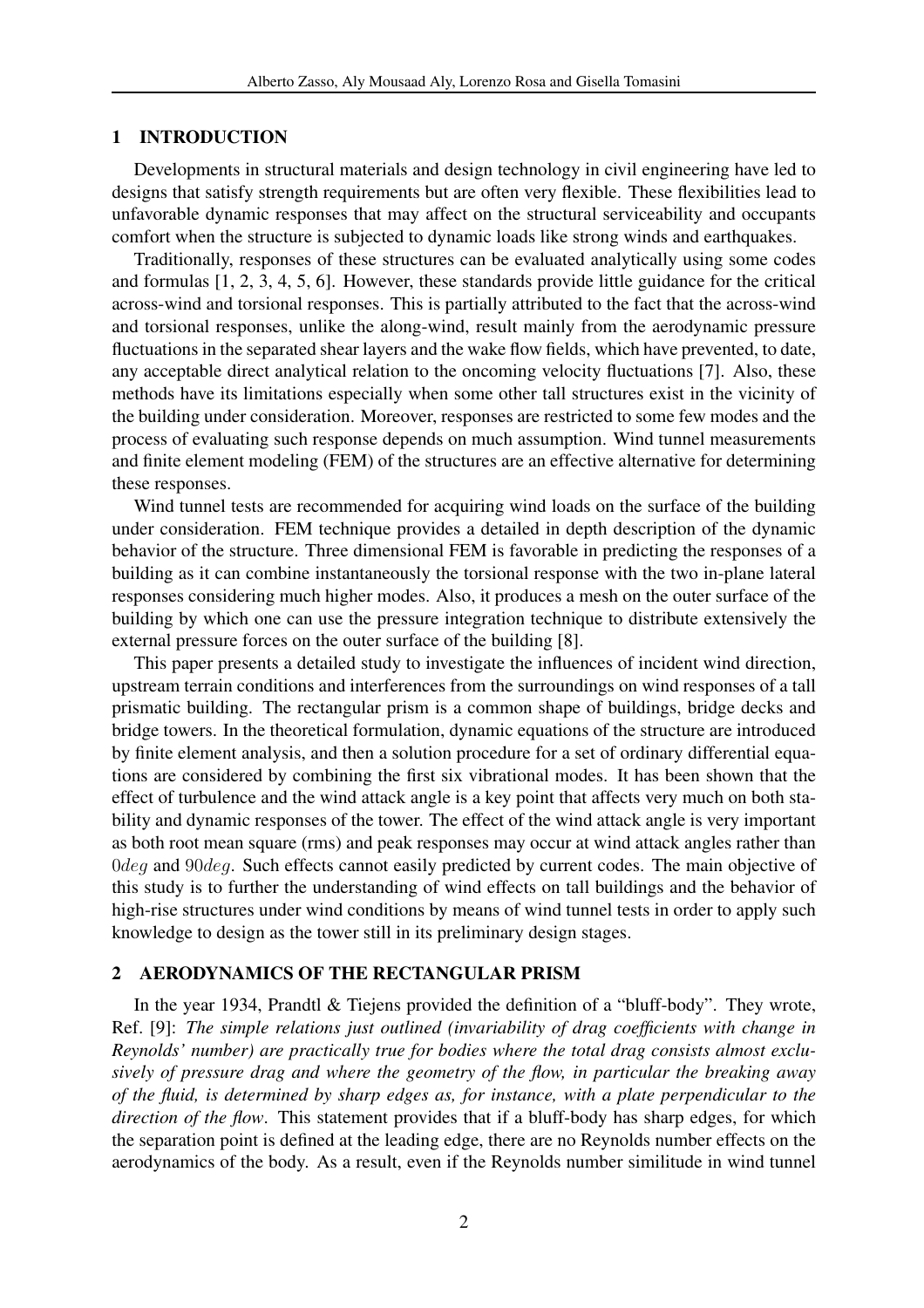## 1 INTRODUCTION

Developments in structural materials and design technology in civil engineering have led to designs that satisfy strength requirements but are often very flexible. These flexibilities lead to unfavorable dynamic responses that may affect on the structural serviceability and occupants comfort when the structure is subjected to dynamic loads like strong winds and earthquakes.

Traditionally, responses of these structures can be evaluated analytically using some codes and formulas [1, 2, 3, 4, 5, 6]. However, these standards provide little guidance for the critical across-wind and torsional responses. This is partially attributed to the fact that the across-wind and torsional responses, unlike the along-wind, result mainly from the aerodynamic pressure fluctuations in the separated shear layers and the wake flow fields, which have prevented, to date, any acceptable direct analytical relation to the oncoming velocity fluctuations [7]. Also, these methods have its limitations especially when some other tall structures exist in the vicinity of the building under consideration. Moreover, responses are restricted to some few modes and the process of evaluating such response depends on much assumption. Wind tunnel measurements and finite element modeling (FEM) of the structures are an effective alternative for determining these responses.

Wind tunnel tests are recommended for acquiring wind loads on the surface of the building under consideration. FEM technique provides a detailed in depth description of the dynamic behavior of the structure. Three dimensional FEM is favorable in predicting the responses of a building as it can combine instantaneously the torsional response with the two in-plane lateral responses considering much higher modes. Also, it produces a mesh on the outer surface of the building by which one can use the pressure integration technique to distribute extensively the external pressure forces on the outer surface of the building [8].

This paper presents a detailed study to investigate the influences of incident wind direction, upstream terrain conditions and interferences from the surroundings on wind responses of a tall prismatic building. The rectangular prism is a common shape of buildings, bridge decks and bridge towers. In the theoretical formulation, dynamic equations of the structure are introduced by finite element analysis, and then a solution procedure for a set of ordinary differential equations are considered by combining the first six vibrational modes. It has been shown that the effect of turbulence and the wind attack angle is a key point that affects very much on both stability and dynamic responses of the tower. The effect of the wind attack angle is very important as both root mean square (rms) and peak responses may occur at wind attack angles rather than $0deg$ and $90deg$. Such effects cannot easily predicted by current codes. The main objective of this study is to further the understanding of wind effects on tall buildings and the behavior of high-rise structures under wind conditions by means of wind tunnel tests in order to apply such knowledge to design as the tower still in its preliminary design stages.

## 2 AERODYNAMICS OF THE RECTANGULAR PRISM

In the year 1934, Prandtl & Tiejens provided the definition of a "bluff-body". They wrote, Ref. [9]: *The simple relations just outlined (invariability of drag coefficients with change in Reynolds' number) are practically true for bodies where the total drag consists almost exclusively of pressure drag and where the geometry of the flow, in particular the breaking away of the fluid, is determined by sharp edges as, for instance, with a plate perpendicular to the direction of the flow*. This statement provides that if a bluff-body has sharp edges, for which the separation point is defined at the leading edge, there are no Reynolds number effects on the aerodynamics of the body. As a result, even if the Reynolds number similitude in wind tunnel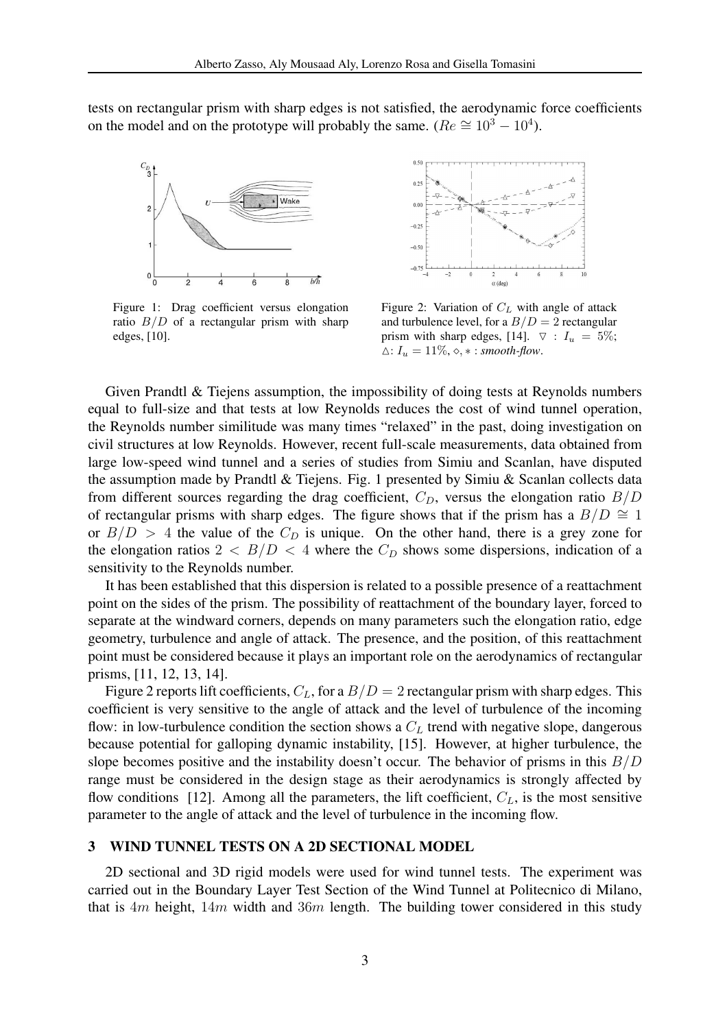tests on rectangular prism with sharp edges is not satisfied, the aerodynamic force coefficients on the model and on the prototype will probably the same. ($Re \cong 10^3 - 10^4$).

Figure 1: Drag coefficient versus elongation ratio $B/D$ of a rectangular prism with sharp edges, [10].

Figure 2: Variation of $C_L$ with angle of attack and turbulence level, for a $B/D = 2$ rectangular prism with sharp edges, [14]. $\bigtriangledown$ : $I_u = 5\%$; $\triangle$: $I_u = 11\%$, $\diamond, *$ : *smooth-flow*.

Given Prandtl & Tiejens assumption, the impossibility of doing tests at Reynolds numbers equal to full-size and that tests at low Reynolds reduces the cost of wind tunnel operation, the Reynolds number similitude was many times "relaxed" in the past, doing investigation on civil structures at low Reynolds. However, recent full-scale measurements, data obtained from large low-speed wind tunnel and a series of studies from Simiu and Scanlan, have disputed the assumption made by Prandtl & Tiejens. Fig. 1 presented by Simiu & Scanlan collects data from different sources regarding the drag coefficient, $C_D$, versus the elongation ratio $B/D$ of rectangular prisms with sharp edges. The figure shows that if the prism has a $B/D \cong 1$ or $B/D > 4$ the value of the $C_D$ is unique. On the other hand, there is a grey zone for the elongation ratios $2 < B/D < 4$ where the $C_D$ shows some dispersions, indication of a sensitivity to the Reynolds number.

It has been established that this dispersion is related to a possible presence of a reattachment point on the sides of the prism. The possibility of reattachment of the boundary layer, forced to separate at the windward corners, depends on many parameters such the elongation ratio, edge geometry, turbulence and angle of attack. The presence, and the position, of this reattachment point must be considered because it plays an important role on the aerodynamics of rectangular prisms, [11, 12, 13, 14].

Figure 2 reports lift coefficients, $C_L$, for a $B/D = 2$ rectangular prism with sharp edges. This coefficient is very sensitive to the angle of attack and the level of turbulence of the incoming flow: in low-turbulence condition the section shows a $C_L$ trend with negative slope, dangerous because potential for galloping dynamic instability, [15]. However, at higher turbulence, the slope becomes positive and the instability doesn't occur. The behavior of prisms in this $B/D$ range must be considered in the design stage as their aerodynamics is strongly affected by flow conditions [12]. Among all the parameters, the lift coefficient, $C_L$, is the most sensitive parameter to the angle of attack and the level of turbulence in the incoming flow.

## 3 WIND TUNNEL TESTS ON A 2D SECTIONAL MODEL

2D sectional and 3D rigid models were used for wind tunnel tests. The experiment was carried out in the Boundary Layer Test Section of the Wind Tunnel at Politecnico di Milano, that is $4m$ height, $14m$ width and $36m$ length. The building tower considered in this study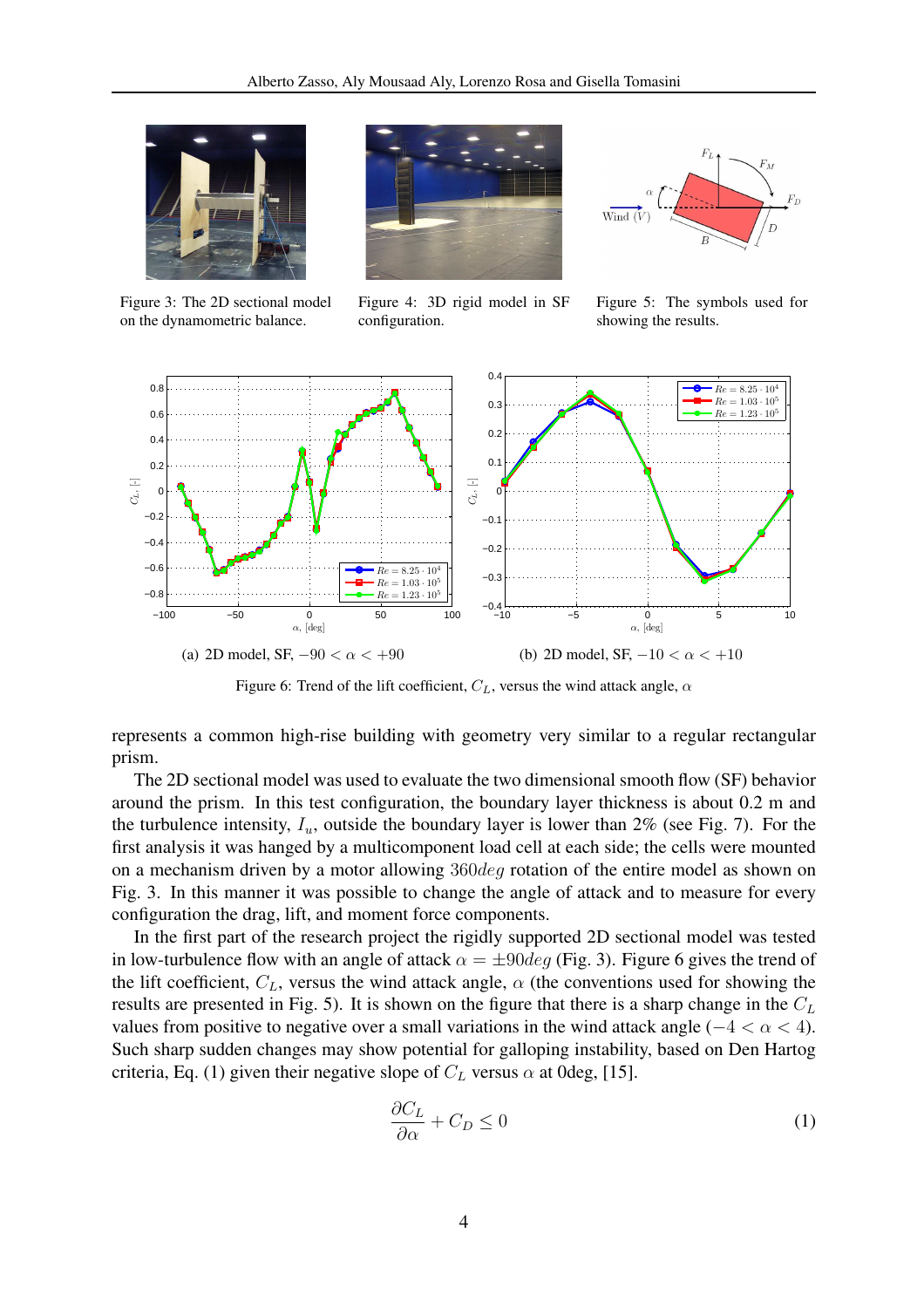Figure 3: The 2D sectional model on the dynamometric balance.

Figure 4: 3D rigid model in SF configuration.

Figure 5: The symbols used for showing the results.

(a) 2D model, SF, $-90 < \alpha < +90$

(b) 2D model, SF, $-10 < \alpha < +10$

Figure 6: Trend of the lift coefficient, $C_L$, versus the wind attack angle, $\alpha$

represents a common high-rise building with geometry very similar to a regular rectangular prism.

The 2D sectional model was used to evaluate the two dimensional smooth flow (SF) behavior around the prism. In this test configuration, the boundary layer thickness is about 0.2 m and the turbulence intensity, $I_u$, outside the boundary layer is lower than 2% (see Fig. 7). For the first analysis it was hanged by a multicomponent load cell at each side; the cells were mounted on a mechanism driven by a motor allowing $360deg$ rotation of the entire model as shown on Fig. 3. In this manner it was possible to change the angle of attack and to measure for every configuration the drag, lift, and moment force components.

In the first part of the research project the rigidly supported 2D sectional model was tested in low-turbulence flow with an angle of attack $\alpha = \pm 90deg$ (Fig. 3). Figure 6 gives the trend of the lift coefficient, $C_L$, versus the wind attack angle, $\alpha$ (the conventions used for showing the results are presented in Fig. 5). It is shown on the figure that there is a sharp change in the $C_L$ values from positive to negative over a small variations in the wind attack angle ($-4 < \alpha < 4$). Such sharp sudden changes may show potential for galloping instability, based on Den Hartog criteria, Eq. (1) given their negative slope of $C_L$ versus $\alpha$ at 0deg, [15].

$$\frac{\partial C_L}{\partial \alpha} + C_D \leq 0 \tag{1}$$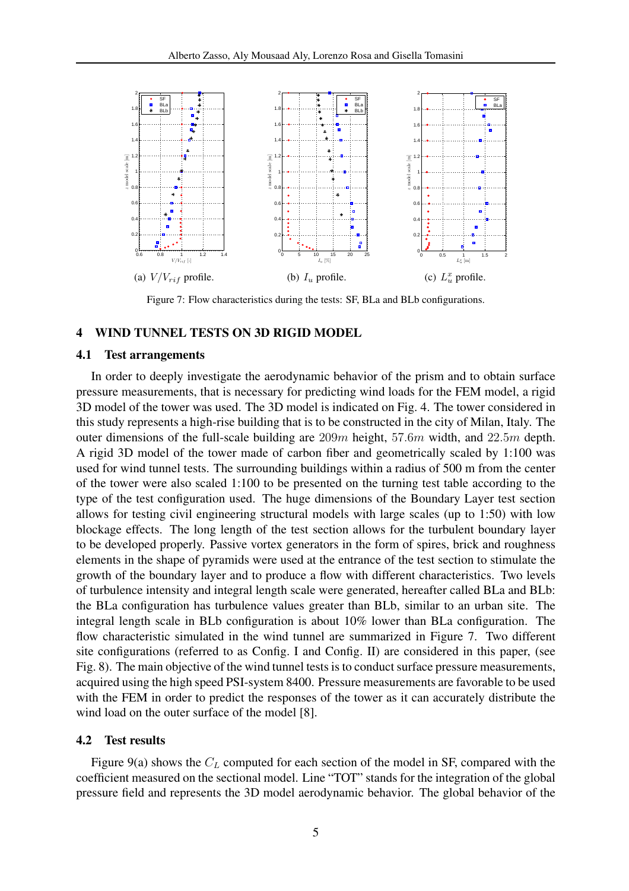(a) $V/V_{rif}$ profile.

(b) $I_u$ profile.

(c) $L_u^x$ profile.

Figure 7: Flow characteristics during the tests: SF, BLa and BLb configurations.

## 4 WIND TUNNEL TESTS ON 3D RIGID MODEL

### 4.1 Test arrangements

In order to deeply investigate the aerodynamic behavior of the prism and to obtain surface pressure measurements, that is necessary for predicting wind loads for the FEM model, a rigid 3D model of the tower was used. The 3D model is indicated on Fig. 4. The tower considered in this study represents a high-rise building that is to be constructed in the city of Milan, Italy. The outer dimensions of the full-scale building are $209m$ height, $57.6m$ width, and $22.5m$ depth. A rigid 3D model of the tower made of carbon fiber and geometrically scaled by 1:100 was used for wind tunnel tests. The surrounding buildings within a radius of 500 m from the center of the tower were also scaled 1:100 to be presented on the turning test table according to the type of the test configuration used. The huge dimensions of the Boundary Layer test section allows for testing civil engineering structural models with large scales (up to 1:50) with low blockage effects. The long length of the test section allows for the turbulent boundary layer to be developed properly. Passive vortex generators in the form of spires, brick and roughness elements in the shape of pyramids were used at the entrance of the test section to stimulate the growth of the boundary layer and to produce a flow with different characteristics. Two levels of turbulence intensity and integral length scale were generated, hereafter called BLa and BLb: the BLa configuration has turbulence values greater than BLb, similar to an urban site. The integral length scale in BLb configuration is about 10% lower than BLa configuration. The flow characteristic simulated in the wind tunnel are summarized in Figure 7. Two different site configurations (referred to as Config. I and Config. II) are considered in this paper, (see Fig. 8). The main objective of the wind tunnel tests is to conduct surface pressure measurements, acquired using the high speed PSI-system 8400. Pressure measurements are favorable to be used with the FEM in order to predict the responses of the tower as it can accurately distribute the wind load on the outer surface of the model [8].

### 4.2 Test results

Figure 9(a) shows the $C_L$ computed for each section of the model in SF, compared with the coefficient measured on the sectional model. Line "TOT" stands for the integration of the global pressure field and represents the 3D model aerodynamic behavior. The global behavior of the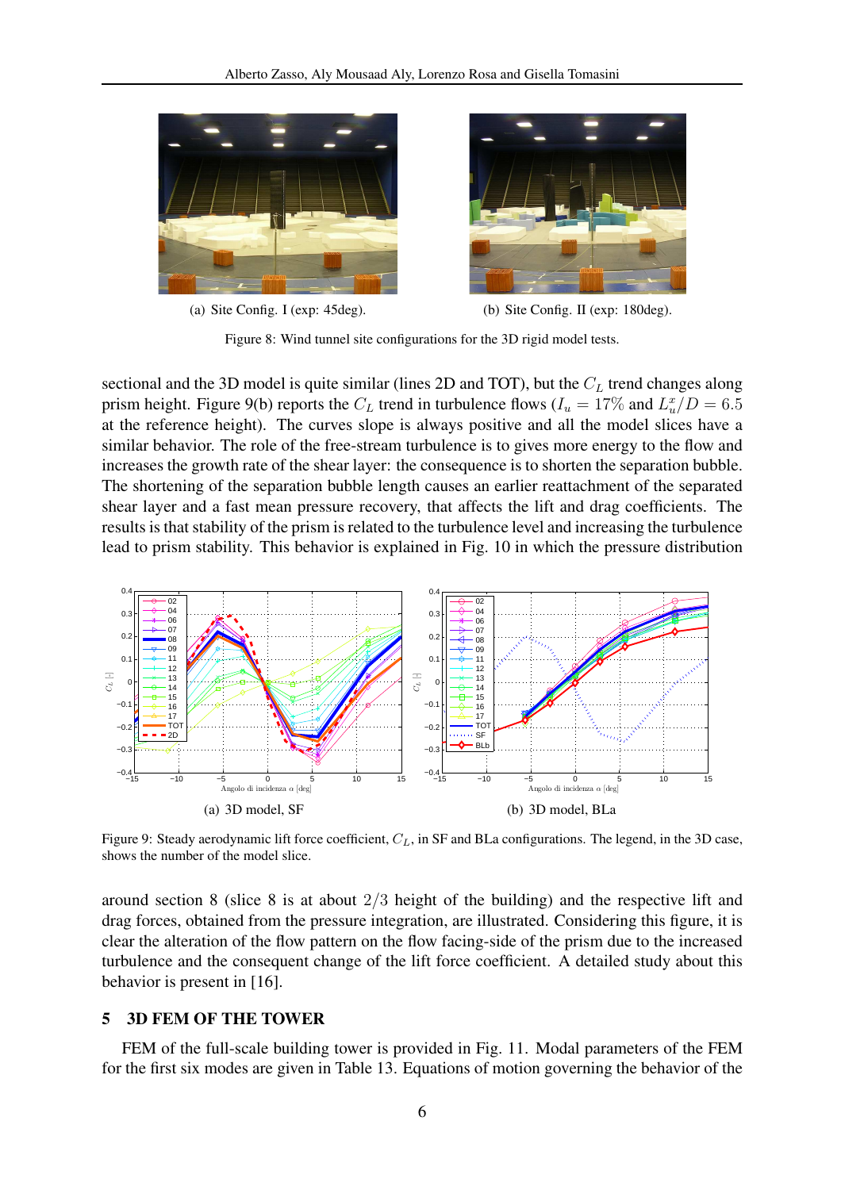(a) Site Config. I (exp: 45deg).

(b) Site Config. II (exp: 180deg).

Figure 8: Wind tunnel site configurations for the 3D rigid model tests.

sectional and the 3D model is quite similar (lines 2D and TOT), but the $C_L$ trend changes along prism height. Figure 9(b) reports the $C_L$ trend in turbulence flows ($I_u = 17\%$ and $L_u^x/D = 6.5$ at the reference height). The curves slope is always positive and all the model slices have a similar behavior. The role of the free-stream turbulence is to gives more energy to the flow and increases the growth rate of the shear layer: the consequence is to shorten the separation bubble. The shortening of the separation bubble length causes an earlier reattachment of the separated shear layer and a fast mean pressure recovery, that affects the lift and drag coefficients. The results is that stability of the prism is related to the turbulence level and increasing the turbulence lead to prism stability. This behavior is explained in Fig. 10 in which the pressure distribution

(a) 3D model, SF

(b) 3D model, BLa

Figure 9: Steady aerodynamic lift force coefficient, $C_L$, in SF and BLa configurations. The legend, in the 3D case, shows the number of the model slice.

around section 8 (slice 8 is at about $2/3$ height of the building) and the respective lift and drag forces, obtained from the pressure integration, are illustrated. Considering this figure, it is clear the alteration of the flow pattern on the flow facing-side of the prism due to the increased turbulence and the consequent change of the lift force coefficient. A detailed study about this behavior is present in [16].

## 5 3D FEM OF THE TOWER

FEM of the full-scale building tower is provided in Fig. 11. Modal parameters of the FEM for the first six modes are given in Table 13. Equations of motion governing the behavior of the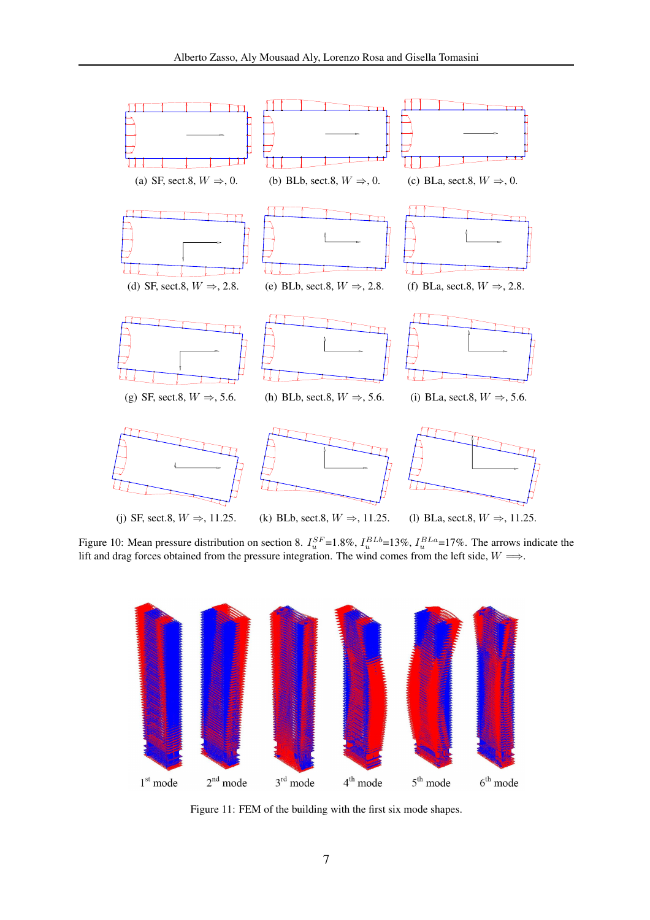(a) SF, sect.8, $W \Rightarrow$, 0.

(b) BLb, sect.8, $W \Rightarrow$, 0.

(c) BLa, sect.8, $W \Rightarrow$, 0.

(d) SF, sect.8, $W \Rightarrow$, 2.8.

(e) BLb, sect.8, $W \Rightarrow$, 2.8.

(f) BLa, sect.8, $W \Rightarrow$, 2.8.

(g) SF, sect.8, $W \Rightarrow$, 5.6.

(h) BLb, sect.8, $W \Rightarrow$, 5.6.

(i) BLa, sect.8, $W \Rightarrow$, 5.6.

(j) SF, sect.8, $W \Rightarrow$, 11.25.

(k) BLb, sect.8, $W \Rightarrow$, 11.25.

(l) BLa, sect.8, $W \Rightarrow$, 11.25.

Figure 10: Mean pressure distribution on section 8. $I_u^{SF}$=1.8%, $I_u^{BLb}$=13%, $I_u^{BLa}$=17%. The arrows indicate the lift and drag forces obtained from the pressure integration. The wind comes from the left side, $W \Longrightarrow$.

1st mode 2nd mode 3rd mode 4th mode 5th mode 6th mode

Figure 11: FEM of the building with the first six mode shapes.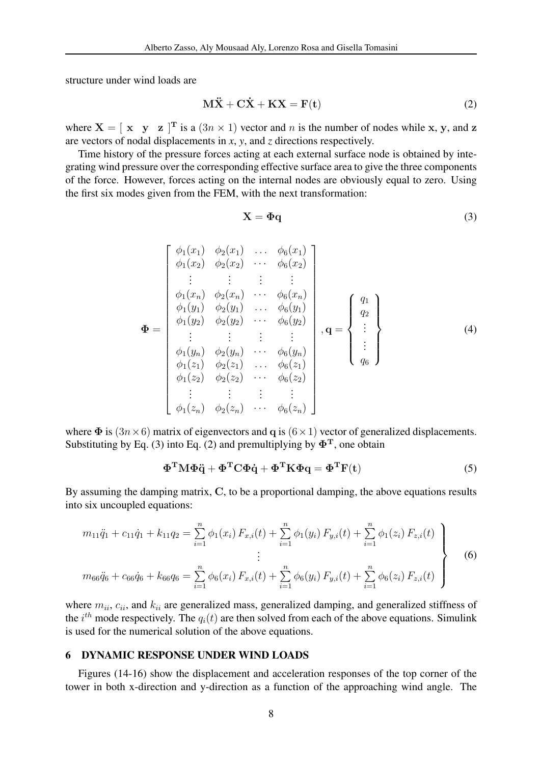structure under wind loads are

$$\mathbf{M\ddot{X}} + \mathbf{C\dot{X}} + \mathbf{KX} = \mathbf{F(t)} \tag{2}$$

where $\mathbf{X} = [\ \mathbf{x} \quad \mathbf{y} \quad \mathbf{z}\ ]^{\mathbf{T}}$ is a $(3n \times 1)$ vector and $n$ is the number of nodes while $\mathbf{x}$, $\mathbf{y}$, and $\mathbf{z}$ are vectors of nodal displacements in *x*, *y*, and *z* directions respectively.

Time history of the pressure forces acting at each external surface node is obtained by integrating wind pressure over the corresponding effective surface area to give the three components of the force. However, forces acting on the internal nodes are obviously equal to zero. Using the first six modes given from the FEM, with the next transformation:

$$\mathbf{X} = \mathbf{\Phi q} \tag{3}$$

$$\mathbf{\Phi} = \begin{bmatrix} \phi_1(x_1) & \phi_2(x_1) & \dots & \phi_6(x_1) \\ \phi_1(x_2) & \phi_2(x_2) & \cdots & \phi_6(x_2) \\ \vdots & \vdots & \vdots & \vdots \\ \phi_1(x_n) & \phi_2(x_n) & \cdots & \phi_6(x_n) \\ \phi_1(y_1) & \phi_2(y_1) & \dots & \phi_6(y_1) \\ \phi_1(y_2) & \phi_2(y_2) & \cdots & \phi_6(y_2) \\ \vdots & \vdots & \vdots & \vdots \\ \phi_1(y_n) & \phi_2(y_n) & \cdots & \phi_6(y_n) \\ \phi_1(z_1) & \phi_2(z_1) & \dots & \phi_6(z_1) \\ \phi_1(z_2) & \phi_2(z_2) & \cdots & \phi_6(z_2) \\ \vdots & \vdots & \vdots & \vdots \\ \phi_1(z_n) & \phi_2(z_n) & \cdots & \phi_6(z_n) \end{bmatrix}, \mathbf{q} = \begin{Bmatrix} q_1 \\ q_2 \\ \vdots \\ \vdots \\ q_6 \end{Bmatrix} \tag{4}$$

where $\mathbf{\Phi}$ is $(3n \times 6)$ matrix of eigenvectors and $\mathbf{q}$ is $(6 \times 1)$ vector of generalized displacements. Substituting by Eq. (3) into Eq. (2) and premultiplying by $\mathbf{\Phi^T}$, one obtain

$$\mathbf{\Phi^T M \Phi \ddot{q}} + \mathbf{\Phi^T C \Phi \dot{q}} + \mathbf{\Phi^T K \Phi q} = \mathbf{\Phi^T F(t)} \tag{5}$$

By assuming the damping matrix, $\mathbf{C}$, to be a proportional damping, the above equations results into six uncoupled equations:

$$\left.\begin{array}{c} m_{11}\ddot{q}_1 + c_{11}\dot{q}_1 + k_{11}q_2 = \sum\limits_{i=1}^{n} \phi_1(x_i)\, F_{x,i}(t) + \sum\limits_{i=1}^{n} \phi_1(y_i)\, F_{y,i}(t) + \sum\limits_{i=1}^{n} \phi_1(z_i)\, F_{z,i}(t) \\ \vdots \\ m_{66}\ddot{q}_6 + c_{66}\dot{q}_6 + k_{66}q_6 = \sum\limits_{i=1}^{n} \phi_6(x_i)\, F_{x,i}(t) + \sum\limits_{i=1}^{n} \phi_6(y_i)\, F_{y,i}(t) + \sum\limits_{i=1}^{n} \phi_6(z_i)\, F_{z,i}(t) \end{array}\right\} \tag{6}$$

where $m_{ii}$, $c_{ii}$, and $k_{ii}$ are generalized mass, generalized damping, and generalized stiffness of the $i^{th}$ mode respectively. The $q_i(t)$ are then solved from each of the above equations. Simulink is used for the numerical solution of the above equations.

## 6 DYNAMIC RESPONSE UNDER WIND LOADS

Figures (14-16) show the displacement and acceleration responses of the top corner of the tower in both x-direction and y-direction as a function of the approaching wind angle. The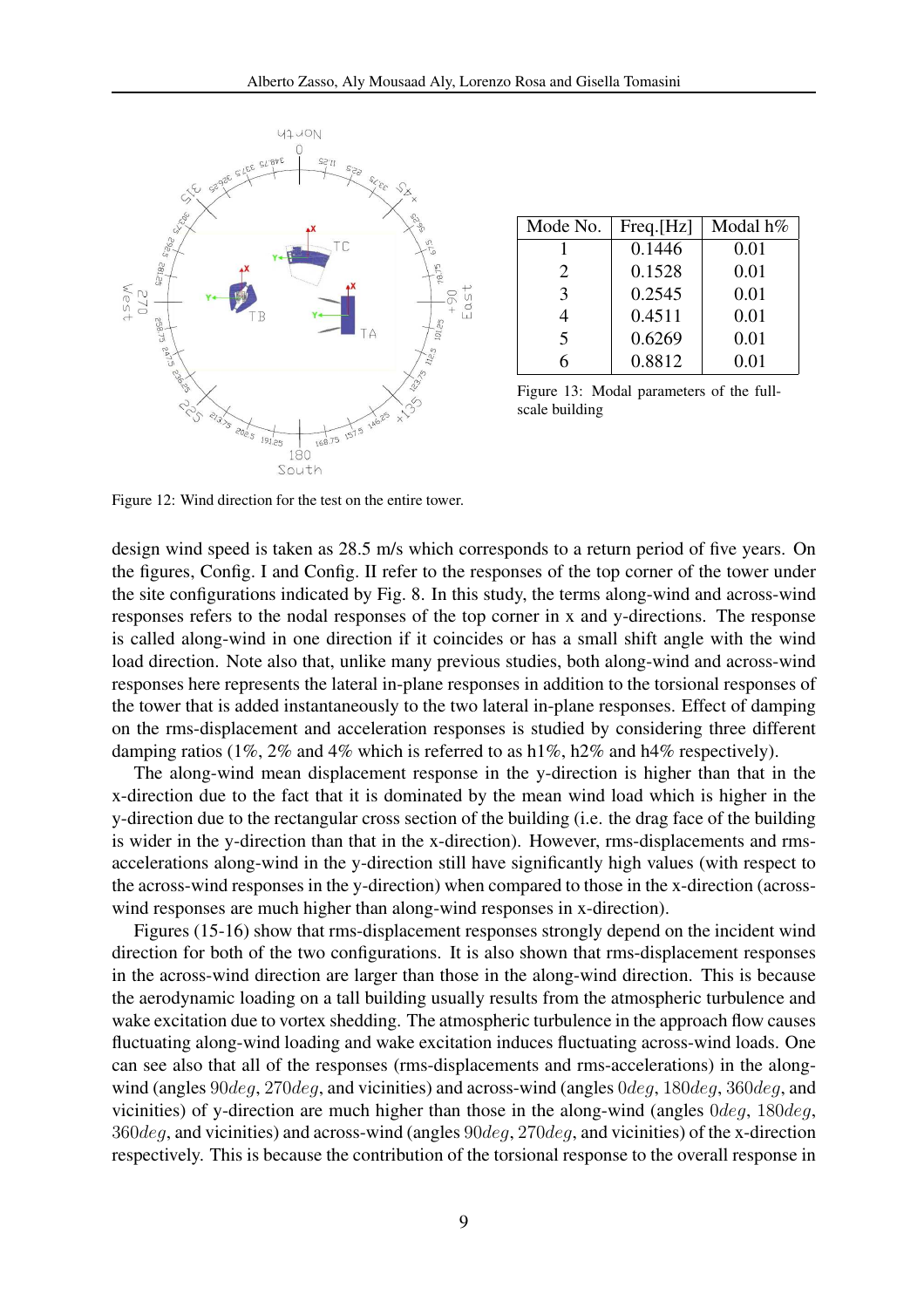Figure 12: Wind direction for the test on the entire tower.

| Mode No. | Freq.[Hz] | Modal h% |
|---|---|---|
| 1 | 0.1446 | 0.01 |
| 2 | 0.1528 | 0.01 |
| 3 | 0.2545 | 0.01 |
| 4 | 0.4511 | 0.01 |
| 5 | 0.6269 | 0.01 |
| 6 | 0.8812 | 0.01 |

Figure 13: Modal parameters of the full-scale building

design wind speed is taken as 28.5 m/s which corresponds to a return period of five years. On the figures, Config. I and Config. II refer to the responses of the top corner of the tower under the site configurations indicated by Fig. 8. In this study, the terms along-wind and across-wind responses refers to the nodal responses of the top corner in x and y-directions. The response is called along-wind in one direction if it coincides or has a small shift angle with the wind load direction. Note also that, unlike many previous studies, both along-wind and across-wind responses here represents the lateral in-plane responses in addition to the torsional responses of the tower that is added instantaneously to the two lateral in-plane responses. Effect of damping on the rms-displacement and acceleration responses is studied by considering three different damping ratios (1%, 2% and 4% which is referred to as h1%, h2% and h4% respectively).

The along-wind mean displacement response in the y-direction is higher than that in the x-direction due to the fact that it is dominated by the mean wind load which is higher in the y-direction due to the rectangular cross section of the building (i.e. the drag face of the building is wider in the y-direction than that in the x-direction). However, rms-displacements and rms-accelerations along-wind in the y-direction still have significantly high values (with respect to the across-wind responses in the y-direction) when compared to those in the x-direction (across-wind responses are much higher than along-wind responses in x-direction).

Figures (15-16) show that rms-displacement responses strongly depend on the incident wind direction for both of the two configurations. It is also shown that rms-displacement responses in the across-wind direction are larger than those in the along-wind direction. This is because the aerodynamic loading on a tall building usually results from the atmospheric turbulence and wake excitation due to vortex shedding. The atmospheric turbulence in the approach flow causes fluctuating along-wind loading and wake excitation induces fluctuating across-wind loads. One can see also that all of the responses (rms-displacements and rms-accelerations) in the along-wind (angles $90deg$, $270deg$, and vicinities) and across-wind (angles $0deg$, $180deg$, $360deg$, and vicinities) of y-direction are much higher than those in the along-wind (angles $0deg$, $180deg$, $360deg$, and vicinities) and across-wind (angles $90deg$, $270deg$, and vicinities) of the x-direction respectively. This is because the contribution of the torsional response to the overall response in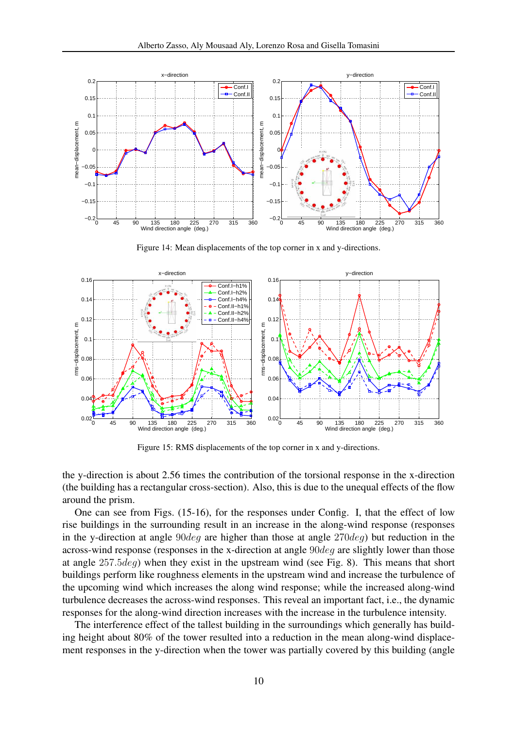Figure 14: Mean displacements of the top corner in x and y-directions.

Figure 15: RMS displacements of the top corner in x and y-directions.

the y-direction is about 2.56 times the contribution of the torsional response in the x-direction (the building has a rectangular cross-section). Also, this is due to the unequal effects of the flow around the prism.

One can see from Figs. (15-16), for the responses under Config. I, that the effect of low rise buildings in the surrounding result in an increase in the along-wind response (responses in the y-direction at angle $90deg$ are higher than those at angle $270deg$) but reduction in the across-wind response (responses in the x-direction at angle $90deg$ are slightly lower than those at angle $257.5deg$) when they exist in the upstream wind (see Fig. 8). This means that short buildings perform like roughness elements in the upstream wind and increase the turbulence of the upcoming wind which increases the along wind response; while the increased along-wind turbulence decreases the across-wind responses. This reveal an important fact, i.e., the dynamic responses for the along-wind direction increases with the increase in the turbulence intensity.

The interference effect of the tallest building in the surroundings which generally has building height about 80% of the tower resulted into a reduction in the mean along-wind displacement responses in the y-direction when the tower was partially covered by this building (angle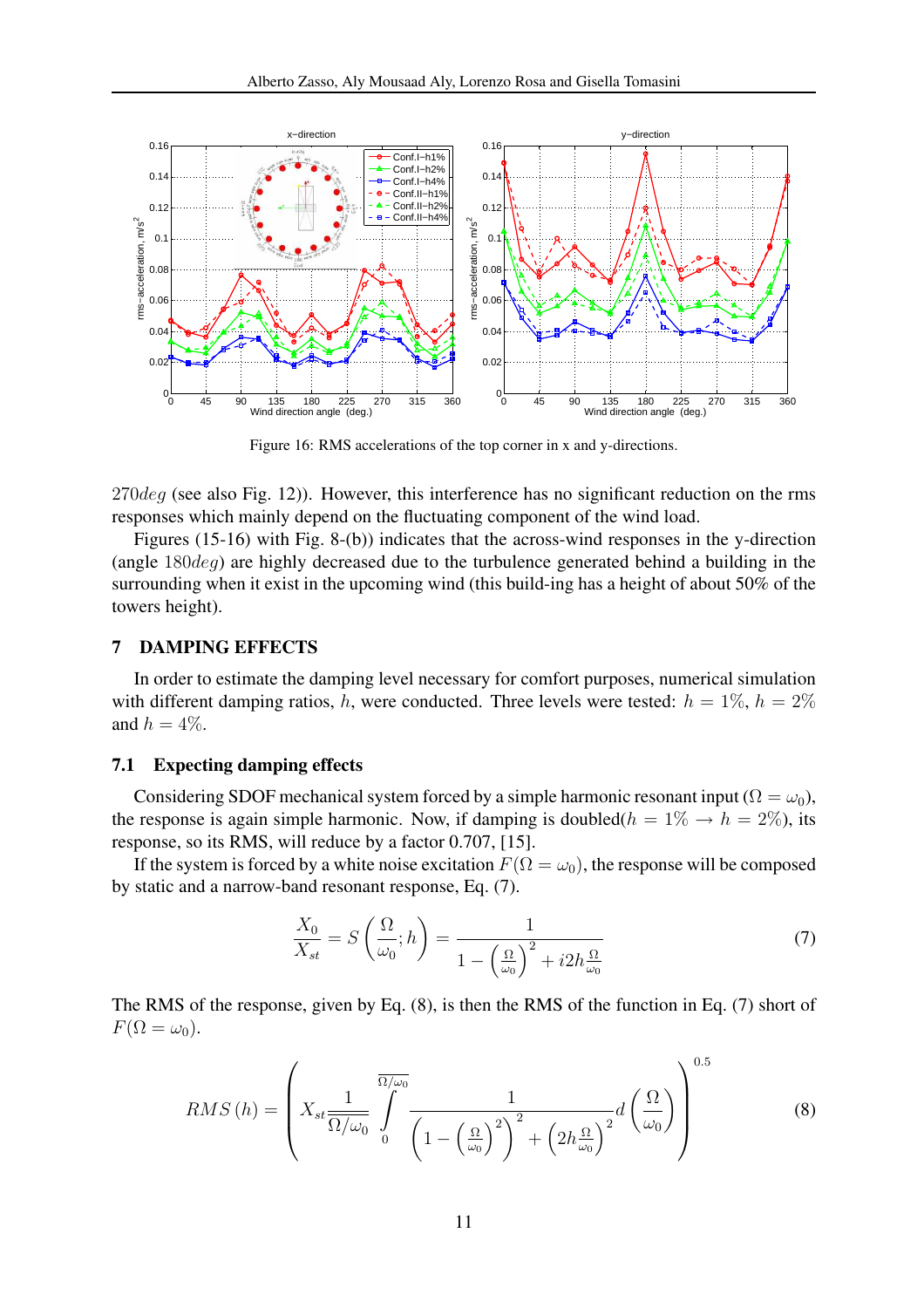Figure 16: RMS accelerations of the top corner in x and y-directions.

$270deg$ (see also Fig. 12)). However, this interference has no significant reduction on the rms responses which mainly depend on the fluctuating component of the wind load.

Figures (15-16) with Fig. 8-(b)) indicates that the across-wind responses in the y-direction (angle $180deg$) are highly decreased due to the turbulence generated behind a building in the surrounding when it exist in the upcoming wind (this build-ing has a height of about 50% of the towers height).

## 7 DAMPING EFFECTS

In order to estimate the damping level necessary for comfort purposes, numerical simulation with different damping ratios, $h$, were conducted. Three levels were tested: $h = 1\%$, $h = 2\%$ and $h = 4\%$.

### 7.1 Expecting damping effects

Considering SDOF mechanical system forced by a simple harmonic resonant input ($\Omega = \omega_0$), the response is again simple harmonic. Now, if damping is doubled($h = 1\% \rightarrow h = 2\%$), its response, so its RMS, will reduce by a factor 0.707, [15].

If the system is forced by a white noise excitation $F(\Omega = \omega_0)$, the response will be composed by static and a narrow-band resonant response, Eq. (7).

$$\frac{X_0}{X_{st}} = S\left(\frac{\Omega}{\omega_0}; h\right) = \frac{1}{1 - \left(\frac{\Omega}{\omega_0}\right)^2 + i2h\frac{\Omega}{\omega_0}} \tag{7}$$

The RMS of the response, given by Eq. (8), is then the RMS of the function in Eq. (7) short of $F(\Omega = \omega_0)$.

$$RMS\,(h) = \left( X_{st}\frac{1}{\Omega/\omega_0} \int_0^{\Omega/\omega_0} \frac{1}{\left(1 - \left(\frac{\Omega}{\omega_0}\right)^2\right)^2 + \left(2h\frac{\Omega}{\omega_0}\right)^2} d\left(\frac{\Omega}{\omega_0}\right) \right)^{0.5} \tag{8}$$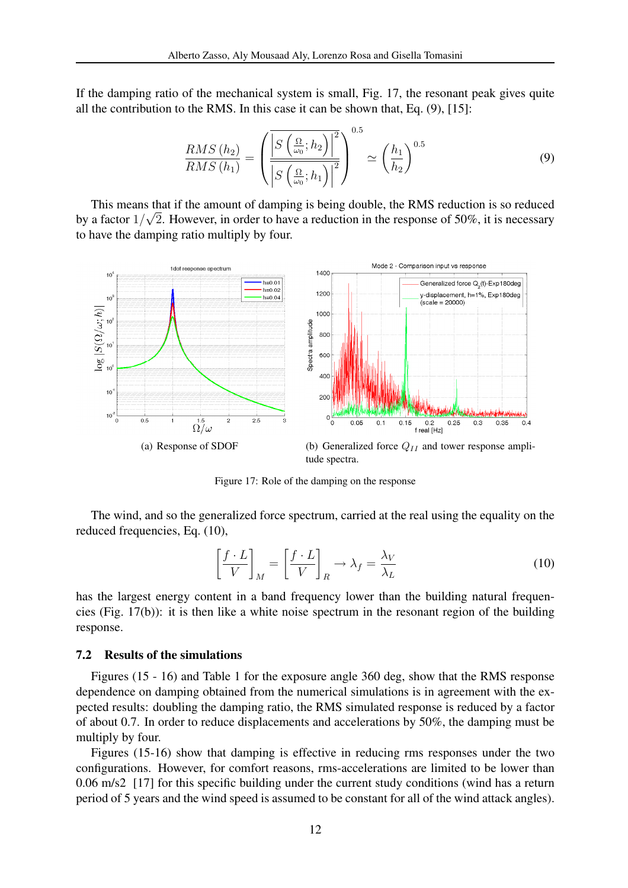If the damping ratio of the mechanical system is small, Fig. 17, the resonant peak gives quite all the contribution to the RMS. In this case it can be shown that, Eq. (9), [15]:

$$\frac{RMS\,(h_2)}{RMS\,(h_1)} = \left( \frac{\left| S\left(\frac{\Omega}{\omega_0}; h_2\right) \right|^2}{\left| S\left(\frac{\Omega}{\omega_0}; h_1\right) \right|^2} \right)^{0.5} \simeq \left( \frac{h_1}{h_2} \right)^{0.5} \tag{9}$$

This means that if the amount of damping is being double, the RMS reduction is so reduced by a factor $1/\sqrt{2}$. However, in order to have a reduction in the response of 50%, it is necessary to have the damping ratio multiply by four.

(a) Response of SDOF

(b) Generalized force $Q_{II}$ and tower response amplitude spectra.

Figure 17: Role of the damping on the response

The wind, and so the generalized force spectrum, carried at the real using the equality on the reduced frequencies, Eq. (10),

$$\left[ \frac{f \cdot L}{V} \right]_M = \left[ \frac{f \cdot L}{V} \right]_R \rightarrow \lambda_f = \frac{\lambda_V}{\lambda_L} \tag{10}$$

has the largest energy content in a band frequency lower than the building natural frequencies (Fig. 17(b)): it is then like a white noise spectrum in the resonant region of the building response.

### 7.2 Results of the simulations

Figures (15 - 16) and Table 1 for the exposure angle 360 deg, show that the RMS response dependence on damping obtained from the numerical simulations is in agreement with the expected results: doubling the damping ratio, the RMS simulated response is reduced by a factor of about 0.7. In order to reduce displacements and accelerations by 50%, the damping must be multiply by four.

Figures (15-16) show that damping is effective in reducing rms responses under the two configurations. However, for comfort reasons, rms-accelerations are limited to be lower than 0.06 m/s2 [17] for this specific building under the current study conditions (wind has a return period of 5 years and the wind speed is assumed to be constant for all of the wind attack angles).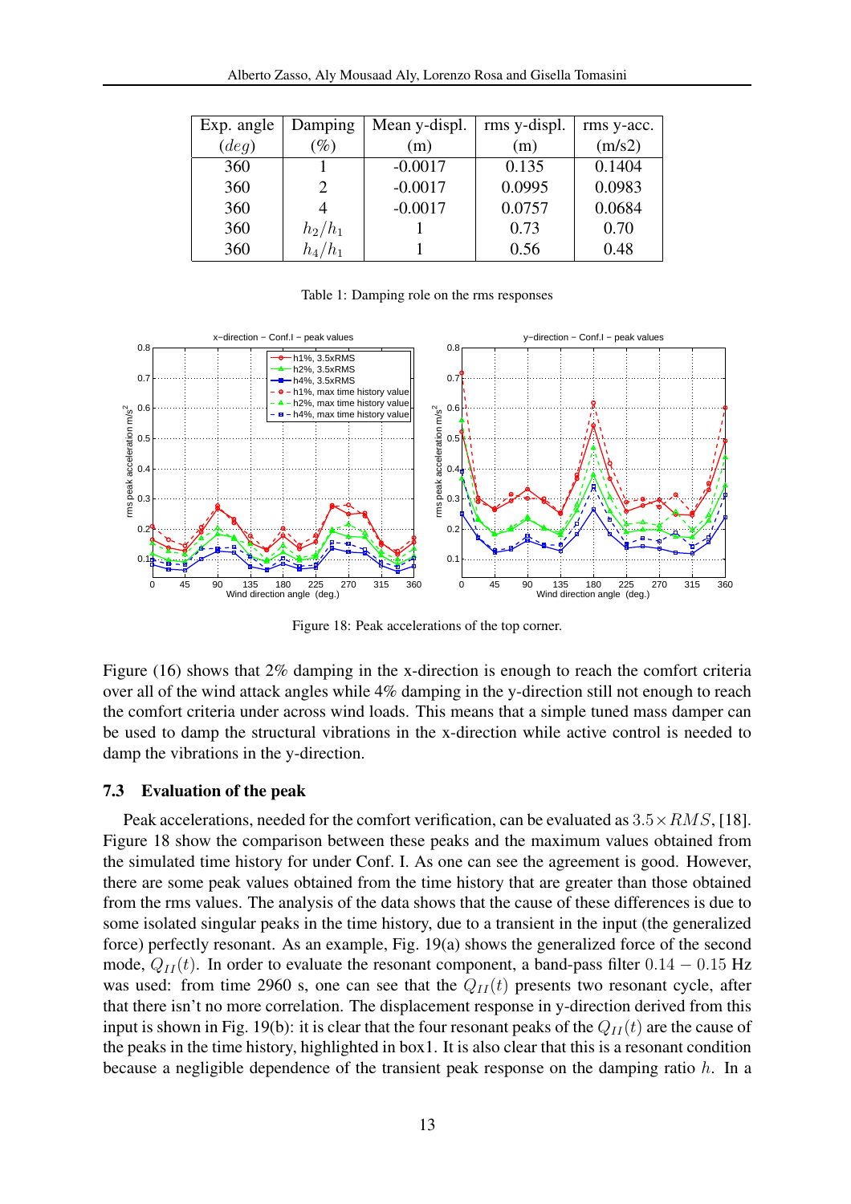| Exp. angle ($deg$) | Damping (%) | Mean y-displ. (m) | rms y-displ. (m) | rms y-acc. (m/s2) |
|---|---|---|---|---|
| 360 | 1 | -0.0017 | 0.135 | 0.1404 |
| 360 | 2 | -0.0017 | 0.0995 | 0.0983 |
| 360 | 4 | -0.0017 | 0.0757 | 0.0684 |
| 360 | $h_2/h_1$ | 1 | 0.73 | 0.70 |
| 360 | $h_4/h_1$ | 1 | 0.56 | 0.48 |

Table 1: Damping role on the rms responses

Figure 18: Peak accelerations of the top corner.

Figure (16) shows that 2% damping in the x-direction is enough to reach the comfort criteria over all of the wind attack angles while 4% damping in the y-direction still not enough to reach the comfort criteria under across wind loads. This means that a simple tuned mass damper can be used to damp the structural vibrations in the x-direction while active control is needed to damp the vibrations in the y-direction.

### 7.3 Evaluation of the peak

Peak accelerations, needed for the comfort verification, can be evaluated as $3.5 \times RMS$, [18]. Figure 18 show the comparison between these peaks and the maximum values obtained from the simulated time history for under Conf. I. As one can see the agreement is good. However, there are some peak values obtained from the time history that are greater than those obtained from the rms values. The analysis of the data shows that the cause of these differences is due to some isolated singular peaks in the time history, due to a transient in the input (the generalized force) perfectly resonant. As an example, Fig. 19(a) shows the generalized force of the second mode, $Q_{II}(t)$. In order to evaluate the resonant component, a band-pass filter $0.14 - 0.15$ Hz was used: from time 2960 s, one can see that the $Q_{II}(t)$ presents two resonant cycle, after that there isn't no more correlation. The displacement response in y-direction derived from this input is shown in Fig. 19(b): it is clear that the four resonant peaks of the $Q_{II}(t)$ are the cause of the peaks in the time history, highlighted in box1. It is also clear that this is a resonant condition because a negligible dependence of the transient peak response on the damping ratio $h$. In a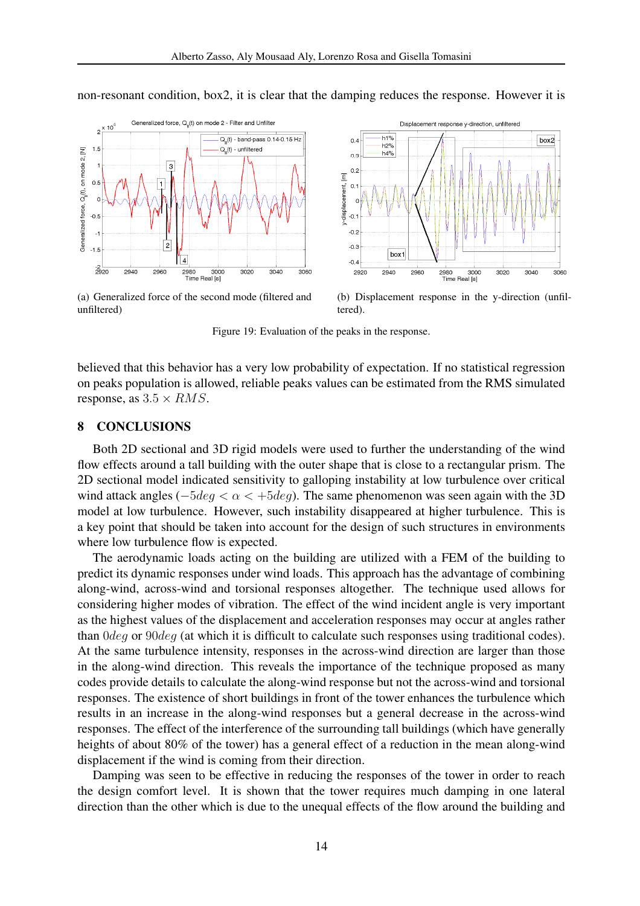non-resonant condition, box2, it is clear that the damping reduces the response. However it is

(a) Generalized force of the second mode (filtered and unfiltered)

(b) Displacement response in the y-direction (unfiltered).

Figure 19: Evaluation of the peaks in the response.

believed that this behavior has a very low probability of expectation. If no statistical regression on peaks population is allowed, reliable peaks values can be estimated from the RMS simulated response, as $3.5 \times RMS$.

## 8 CONCLUSIONS

Both 2D sectional and 3D rigid models were used to further the understanding of the wind flow effects around a tall building with the outer shape that is close to a rectangular prism. The 2D sectional model indicated sensitivity to galloping instability at low turbulence over critical wind attack angles ($-5deg < \alpha < +5deg$). The same phenomenon was seen again with the 3D model at low turbulence. However, such instability disappeared at higher turbulence. This is a key point that should be taken into account for the design of such structures in environments where low turbulence flow is expected.

The aerodynamic loads acting on the building are utilized with a FEM of the building to predict its dynamic responses under wind loads. This approach has the advantage of combining along-wind, across-wind and torsional responses altogether. The technique used allows for considering higher modes of vibration. The effect of the wind incident angle is very important as the highest values of the displacement and acceleration responses may occur at angles rather than $0deg$ or $90deg$ (at which it is difficult to calculate such responses using traditional codes). At the same turbulence intensity, responses in the across-wind direction are larger than those in the along-wind direction. This reveals the importance of the technique proposed as many codes provide details to calculate the along-wind response but not the across-wind and torsional responses. The existence of short buildings in front of the tower enhances the turbulence which results in an increase in the along-wind responses but a general decrease in the across-wind responses. The effect of the interference of the surrounding tall buildings (which have generally heights of about 80% of the tower) has a general effect of a reduction in the mean along-wind displacement if the wind is coming from their direction.

Damping was seen to be effective in reducing the responses of the tower in order to reach the design comfort level. It is shown that the tower requires much damping in one lateral direction than the other which is due to the unequal effects of the flow around the building and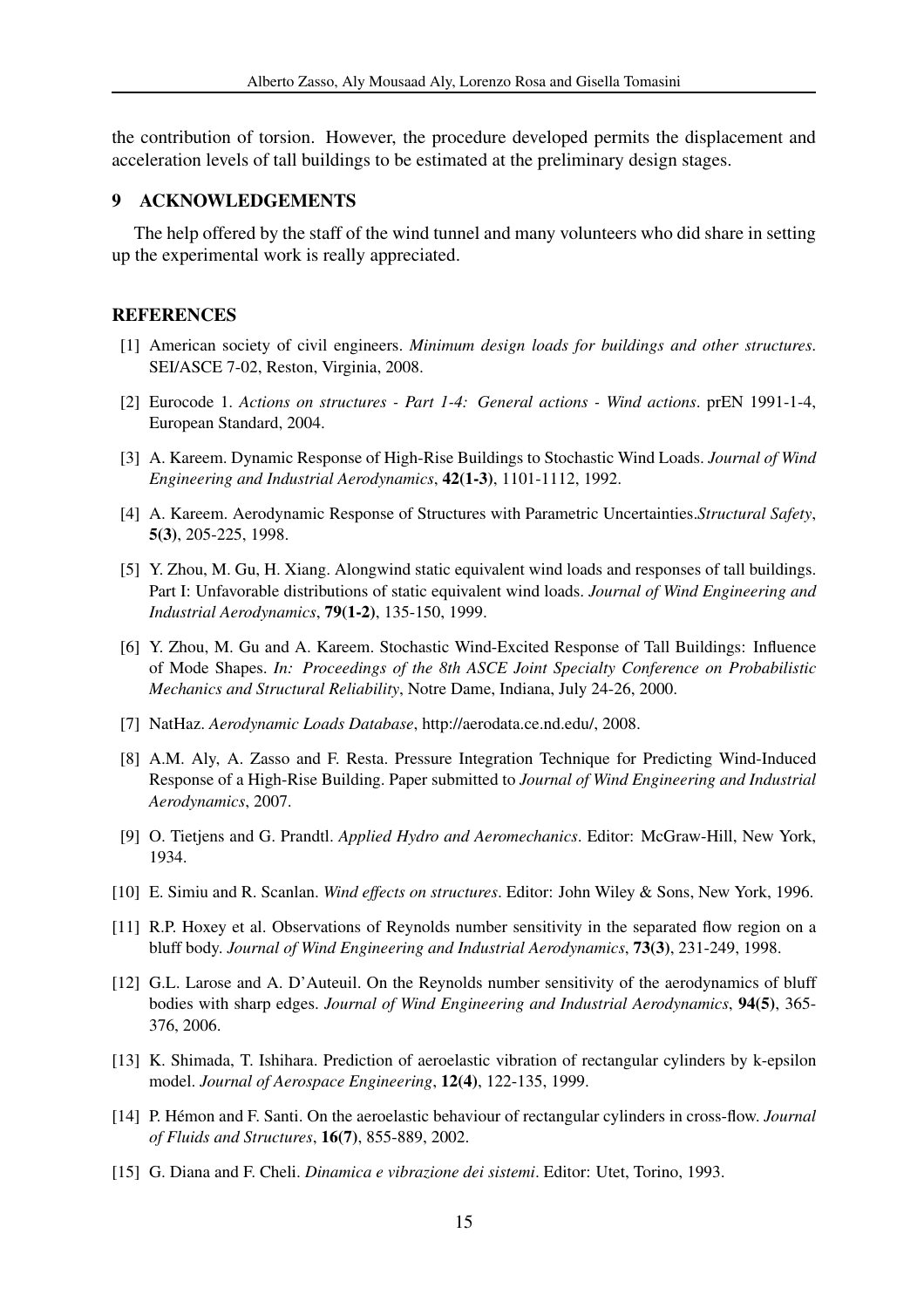the contribution of torsion. However, the procedure developed permits the displacement and acceleration levels of tall buildings to be estimated at the preliminary design stages.

## 9 ACKNOWLEDGEMENTS

The help offered by the staff of the wind tunnel and many volunteers who did share in setting up the experimental work is really appreciated.

## REFERENCES

[1] American society of civil engineers. *Minimum design loads for buildings and other structures*. SEI/ASCE 7-02, Reston, Virginia, 2008.

[2] Eurocode 1. *Actions on structures - Part 1-4: General actions - Wind actions*. prEN 1991-1-4, European Standard, 2004.

[3] A. Kareem. Dynamic Response of High-Rise Buildings to Stochastic Wind Loads. *Journal of Wind Engineering and Industrial Aerodynamics*, **42(1-3)**, 1101-1112, 1992.

[4] A. Kareem. Aerodynamic Response of Structures with Parametric Uncertainties.*Structural Safety*, **5(3)**, 205-225, 1998.

[5] Y. Zhou, M. Gu, H. Xiang. Alongwind static equivalent wind loads and responses of tall buildings. Part I: Unfavorable distributions of static equivalent wind loads. *Journal of Wind Engineering and Industrial Aerodynamics*, **79(1-2)**, 135-150, 1999.

[6] Y. Zhou, M. Gu and A. Kareem. Stochastic Wind-Excited Response of Tall Buildings: Influence of Mode Shapes. *In: Proceedings of the 8th ASCE Joint Specialty Conference on Probabilistic Mechanics and Structural Reliability*, Notre Dame, Indiana, July 24-26, 2000.

[7] NatHaz. *Aerodynamic Loads Database*, http://aerodata.ce.nd.edu/, 2008.

[8] A.M. Aly, A. Zasso and F. Resta. Pressure Integration Technique for Predicting Wind-Induced Response of a High-Rise Building. Paper submitted to *Journal of Wind Engineering and Industrial Aerodynamics*, 2007.

[9] O. Tietjens and G. Prandtl. *Applied Hydro and Aeromechanics*. Editor: McGraw-Hill, New York, 1934.

[10] E. Simiu and R. Scanlan. *Wind effects on structures*. Editor: John Wiley & Sons, New York, 1996.

[11] R.P. Hoxey et al. Observations of Reynolds number sensitivity in the separated flow region on a bluff body. *Journal of Wind Engineering and Industrial Aerodynamics*, **73(3)**, 231-249, 1998.

[12] G.L. Larose and A. D'Auteuil. On the Reynolds number sensitivity of the aerodynamics of bluff bodies with sharp edges. *Journal of Wind Engineering and Industrial Aerodynamics*, **94(5)**, 365-376, 2006.

[13] K. Shimada, T. Ishihara. Prediction of aeroelastic vibration of rectangular cylinders by k-epsilon model. *Journal of Aerospace Engineering*, **12(4)**, 122-135, 1999.

[14] P. Hémon and F. Santi. On the aeroelastic behaviour of rectangular cylinders in cross-flow. *Journal of Fluids and Structures*, **16(7)**, 855-889, 2002.

[15] G. Diana and F. Cheli. *Dinamica e vibrazione dei sistemi*. Editor: Utet, Torino, 1993.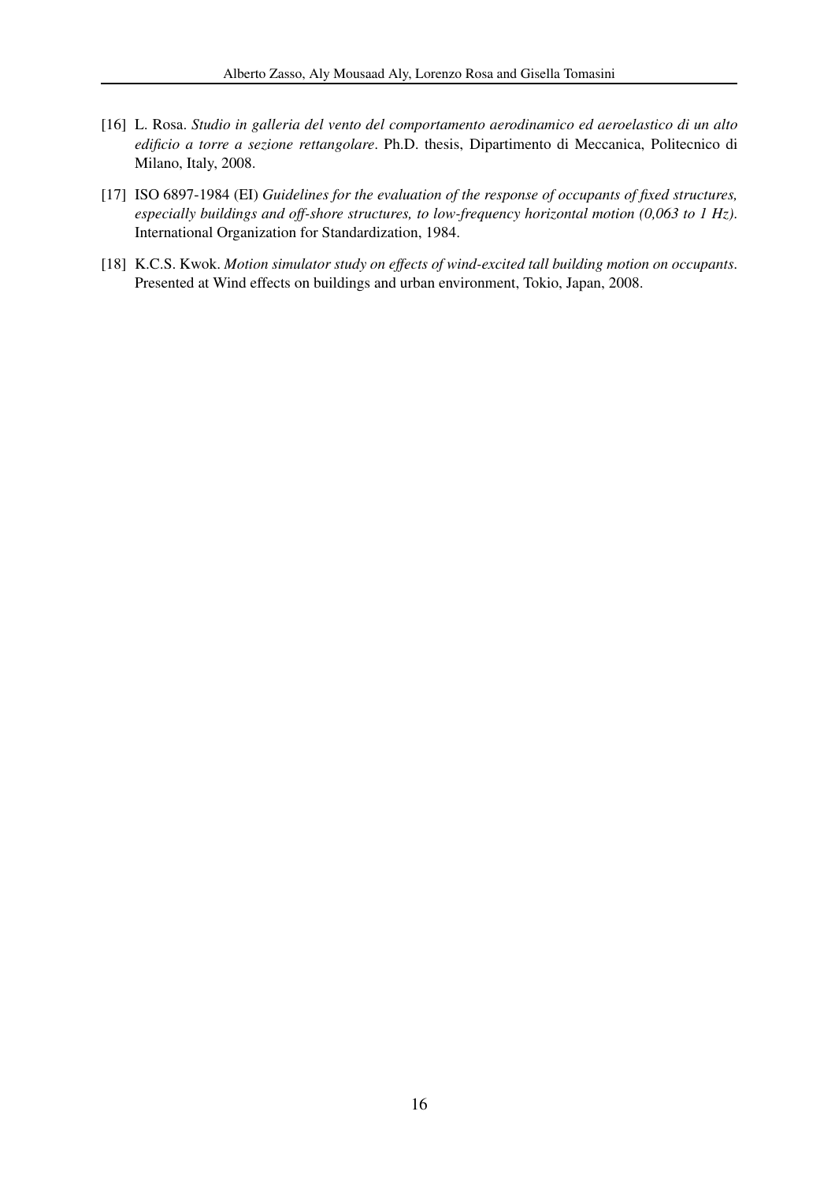[16] L. Rosa. *Studio in galleria del vento del comportamento aerodinamico ed aeroelastico di un alto edificio a torre a sezione rettangolare*. Ph.D. thesis, Dipartimento di Meccanica, Politecnico di Milano, Italy, 2008.

[17] ISO 6897-1984 (EI) *Guidelines for the evaluation of the response of occupants of fixed structures, especially buildings and off-shore structures, to low-frequency horizontal motion (0,063 to 1 Hz).* International Organization for Standardization, 1984.

[18] K.C.S. Kwok. *Motion simulator study on effects of wind-excited tall building motion on occupants*. Presented at Wind effects on buildings and urban environment, Tokio, Japan, 2008.